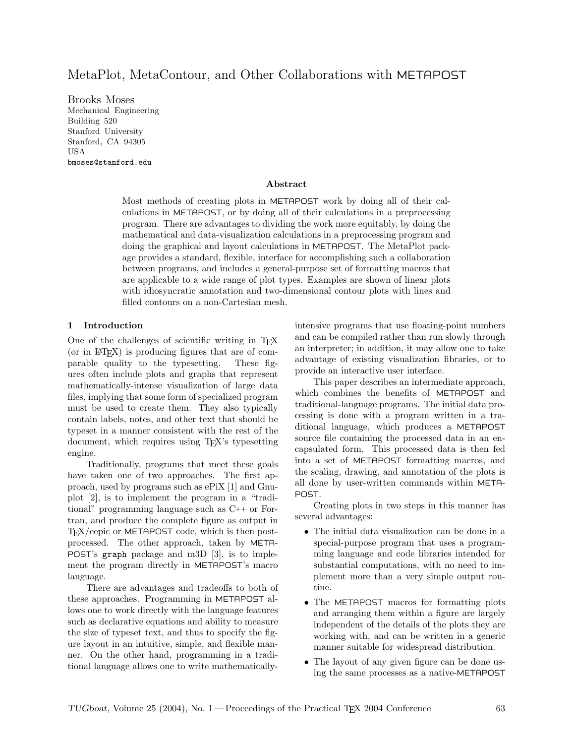# MetaPlot, MetaContour, and Other Collaborations with METAPOST

Brooks Moses
Mechanical Engineering
Building 520
Stanford University
Stanford, CA 94305
USA
bmoses@stanford.edu

### Abstract

Most methods of creating plots in METAPOST work by doing all of their calculations in METAPOST, or by doing all of their calculations in a preprocessing program. There are advantages to dividing the work more equitably, by doing the mathematical and data-visualization calculations in a preprocessing program and doing the graphical and layout calculations in METAPOST. The MetaPlot package provides a standard, flexible, interface for accomplishing such a collaboration between programs, and includes a general-purpose set of formatting macros that are applicable to a wide range of plot types. Examples are shown of linear plots with idiosyncratic annotation and two-dimensional contour plots with lines and filled contours on a non-Cartesian mesh.

## 1 Introduction

One of the challenges of scientific writing in TEX (or in LATEX) is producing figures that are of comparable quality to the typesetting. These figures often include plots and graphs that represent mathematically-intense visualization of large data files, implying that some form of specialized program must be used to create them. They also typically contain labels, notes, and other text that should be typeset in a manner consistent with the rest of the document, which requires using TEX's typesetting engine.

Traditionally, programs that meet these goals have taken one of two approaches. The first approach, used by programs such as ePiX [1] and Gnuplot [2], is to implement the program in a "traditional" programming language such as C++ or Fortran, and produce the complete figure as output in TEX/eepic or METAPOST code, which is then postprocessed. The other approach, taken by METAPOST's `graph` package and m3D [3], is to implement the program directly in METAPOST's macro language.

There are advantages and tradeoffs to both of these approaches. Programming in METAPOST allows one to work directly with the language features such as declarative equations and ability to measure the size of typeset text, and thus to specify the figure layout in an intuitive, simple, and flexible manner. On the other hand, programming in a traditional language allows one to write mathematically-intensive programs that use floating-point numbers and can be compiled rather than run slowly through an interpreter; in addition, it may allow one to take advantage of existing visualization libraries, or to provide an interactive user interface.

This paper describes an intermediate approach, which combines the benefits of METAPOST and traditional-language programs. The initial data processing is done with a program written in a traditional language, which produces a METAPOST source file containing the processed data in an encapsulated form. This processed data is then fed into a set of METAPOST formatting macros, and the scaling, drawing, and annotation of the plots is all done by user-written commands within METAPOST.

Creating plots in two steps in this manner has several advantages:

- The initial data visualization can be done in a special-purpose program that uses a programming language and code libraries intended for substantial computations, with no need to implement more than a very simple output routine.
- The METAPOST macros for formatting plots and arranging them within a figure are largely independent of the details of the plots they are working with, and can be written in a generic manner suitable for widespread distribution.
- The layout of any given figure can be done using the same processes as a native-METAPOST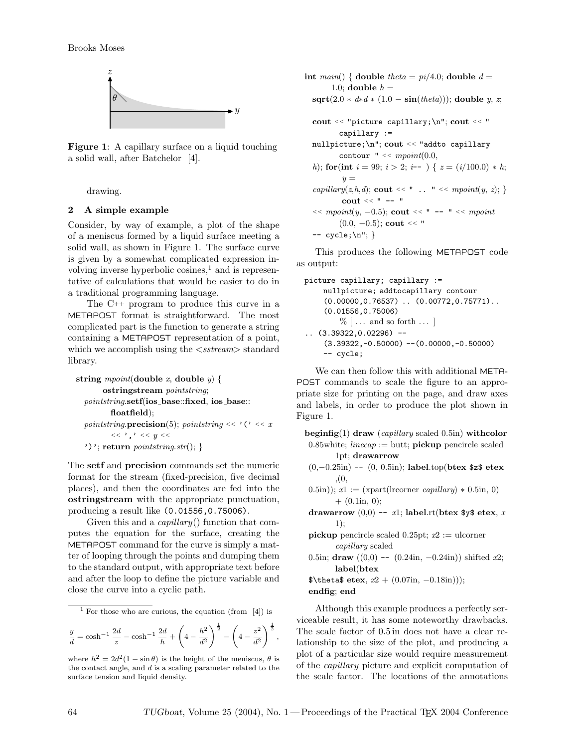Figure 1: A capillary surface on a liquid touching a solid wall, after Batchelor [4].

drawing.

## 2 A simple example

Consider, by way of example, a plot of the shape of a meniscus formed by a liquid surface meeting a solid wall, as shown in Figure 1. The surface curve is given by a somewhat complicated expression involving inverse hyperbolic cosines,[1] and is representative of calculations that would be easier to do in a traditional programming language.

The C++ program to produce this curve in a METAPOST format is straightforward. The most complicated part is the function to generate a string containing a METAPOST representation of a point, which we accomplish using the <*sstream*> standard library.

```
string mpoint(double x, double y) {
    ostringstream pointstring;
  pointstring.setf(ios_base::fixed, ios_base::
      floatfield);
  pointstring.precision(5); pointstring << '(' << x
      << ',' << y <<
  ')'; return pointstring.str(); }
```

The **setf** and **precision** commands set the numeric format for the stream (fixed-precision, five decimal places), and then the coordinates are fed into the **ostringstream** with the appropriate punctuation, producing a result like `(0.01556,0.75006)`.

Given this and a *capillary*() function that computes the equation for the surface, creating the METAPOST command for the curve is simply a matter of looping through the points and dumping them to the standard output, with appropriate text before and after the loop to define the picture variable and close the curve into a cyclic path.

```
int main() { double theta = pi/4.0; double d =
    1.0; double h =
  sqrt(2.0 * d*d * (1.0 − sin(theta))); double y, z;

  cout << "picture capillary;\n"; cout << "
      capillary :=
  nullpicture;\n"; cout << "addto capillary
      contour " << mpoint(0.0,
  h); for(int i = 99; i > 2; i-- ) { z = (i/100.0) * h;
      y =
  capillary(z,h,d); cout << " .. " << mpoint(y, z); }
      cout << " -- "
  << mpoint(y, −0.5); cout << " -- " << mpoint
      (0.0, −0.5); cout << "
  -- cycle;\n"; }
```

This produces the following METAPOST code as output:

```
picture capillary; capillary :=
    nullpicture; addtocapillary contour
    (0.00000,0.76537) .. (0.00772,0.75771)..
    (0.01556,0.75006)
        % [ ... and so forth ... ]
 .. (3.39322,0.02296) --
    (3.39322,-0.50000) --(0.00000,-0.50000)
    -- cycle;
```

We can then follow this with additional METAPOST commands to scale the figure to an appropriate size for printing on the page, and draw axes and labels, in order to produce the plot shown in Figure 1.

```
beginfig(1) draw (capillary scaled 0.5in) withcolor
  0.85white; linecap := butt; pickup pencircle scaled
      1pt; drawarrow
  (0,−0.25in) -- (0, 0.5in); label.top(btex $z$ etex
      ,(0,
  0.5in)); x1 := (xpart(lrcorner capillary) * 0.5in, 0)
      + (0.1in, 0);
  drawarrow (0,0) -- x1; label.rt(btex $y$ etex, x
      1);
  pickup pencircle scaled 0.25pt; x2 := ulcorner
      capillary scaled
  0.5in; draw ((0,0) -- (0.24in, −0.24in)) shifted x2;
      label(btex
  $\theta$ etex, x2 + (0.07in, −0.18in)));
  endfig; end
```

Although this example produces a perfectly serviceable result, it has some noteworthy drawbacks. The scale factor of 0.5 in does not have a clear relationship to the size of the plot, and producing a plot of a particular size would require measurement of the *capillary* picture and explicit computation of the scale factor. The locations of the annotations

---

[1] For those who are curious, the equation (from [4]) is

$$\frac{y}{d} = \cosh^{-1}\frac{2d}{z} - \cosh^{-1}\frac{2d}{h} + \left(4 - \frac{h^2}{d^2}\right)^{\frac{1}{2}} - \left(4 - \frac{z^2}{d^2}\right)^{\frac{1}{2}},$$

where $h^2 = 2d^2(1 - \sin\theta)$ is the height of the meniscus, $\theta$ is the contact angle, and $d$ is a scaling parameter related to the surface tension and liquid density.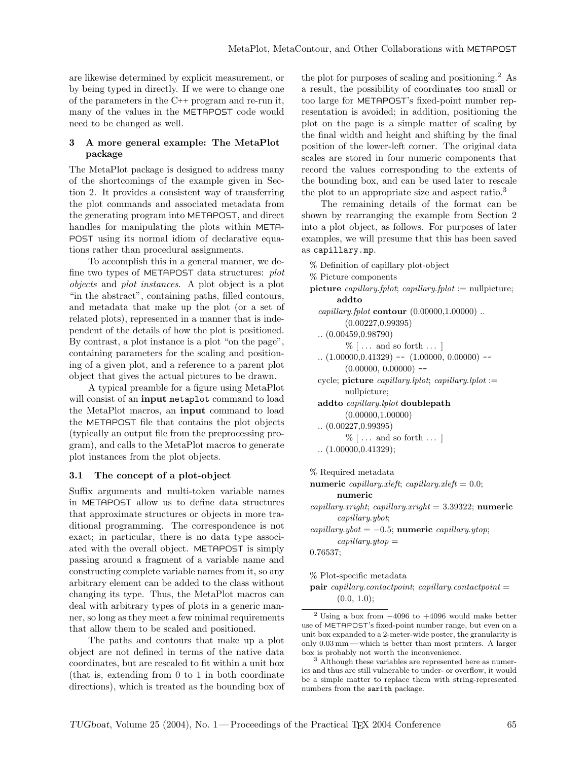are likewise determined by explicit measurement, or by being typed in directly. If we were to change one of the parameters in the C++ program and re-run it, many of the values in the METAPOST code would need to be changed as well.

## 3 A more general example: The MetaPlot package

The MetaPlot package is designed to address many of the shortcomings of the example given in Section 2. It provides a consistent way of transferring the plot commands and associated metadata from the generating program into METAPOST, and direct handles for manipulating the plots within METAPOST using its normal idiom of declarative equations rather than procedural assignments.

To accomplish this in a general manner, we define two types of METAPOST data structures: *plot objects* and *plot instances*. A plot object is a plot "in the abstract", containing paths, filled contours, and metadata that make up the plot (or a set of related plots), represented in a manner that is independent of the details of how the plot is positioned. By contrast, a plot instance is a plot "on the page", containing parameters for the scaling and positioning of a given plot, and a reference to a parent plot object that gives the actual pictures to be drawn.

A typical preamble for a figure using MetaPlot will consist of an **input** `metaplot` command to load the MetaPlot macros, an **input** command to load the METAPOST file that contains the plot objects (typically an output file from the preprocessing program), and calls to the MetaPlot macros to generate plot instances from the plot objects.

### 3.1 The concept of a plot-object

Suffix arguments and multi-token variable names in METAPOST allow us to define data structures that approximate structures or objects in more traditional programming. The correspondence is not exact; in particular, there is no data type associated with the overall object. METAPOST is simply passing around a fragment of a variable name and constructing complete variable names from it, so any arbitrary element can be added to the class without changing its type. Thus, the MetaPlot macros can deal with arbitrary types of plots in a generic manner, so long as they meet a few minimal requirements that allow them to be scaled and positioned.

The paths and contours that make up a plot object are not defined in terms of the native data coordinates, but are rescaled to fit within a unit box (that is, extending from 0 to 1 in both coordinate directions), which is treated as the bounding box of the plot for purposes of scaling and positioning.[2] As a result, the possibility of coordinates too small or too large for METAPOST's fixed-point number representation is avoided; in addition, positioning the plot on the page is a simple matter of scaling by the final width and height and shifting by the final position of the lower-left corner. The original data scales are stored in four numeric components that record the values corresponding to the extents of the bounding box, and can be used later to rescale the plot to an appropriate size and aspect ratio.[3]

The remaining details of the format can be shown by rearranging the example from Section 2 into a plot object, as follows. For purposes of later examples, we will presume that this has been saved as `capillary.mp`.

```
% Definition of capillary plot-object
% Picture components
picture capillary.fplot; capillary.fplot := nullpicture;
    addto
  capillary.fplot contour (0.00000,1.00000) ..
    (0.00227,0.99395)
  .. (0.00459,0.98790)
    % [ ... and so forth ... ]
  .. (1.00000,0.41329) -- (1.00000, 0.00000) --
    (0.00000, 0.00000) --
  cycle; picture capillary.lplot; capillary.lplot :=
    nullpicture;
  addto capillary.lplot doublepath
    (0.00000,1.00000)
  .. (0.00227,0.99395)
    % [ ... and so forth ... ]
  .. (1.00000,0.41329);

% Required metadata
numeric capillary.xleft; capillary.xleft = 0.0;
    numeric
  capillary.xright; capillary.xright = 3.39322; numeric
    capillary.ybot;
  capillary.ybot = -0.5; numeric capillary.ytop;
    capillary.ytop =
  0.76537;

% Plot-specific metadata
pair capillary.contactpoint; capillary.contactpoint =
    (0.0, 1.0);
```

---

[2] Using a box from $-4096$ to $+4096$ would make better use of METAPOST's fixed-point number range, but even on a unit box expanded to a 2-meter-wide poster, the granularity is only 0.03 mm — which is better than most printers. A larger box is probably not worth the inconvenience.

[3] Although these variables are represented here as numerics and thus are still vulnerable to under- or overflow, it would be a simple matter to replace them with string-represented numbers from the `sarith` package.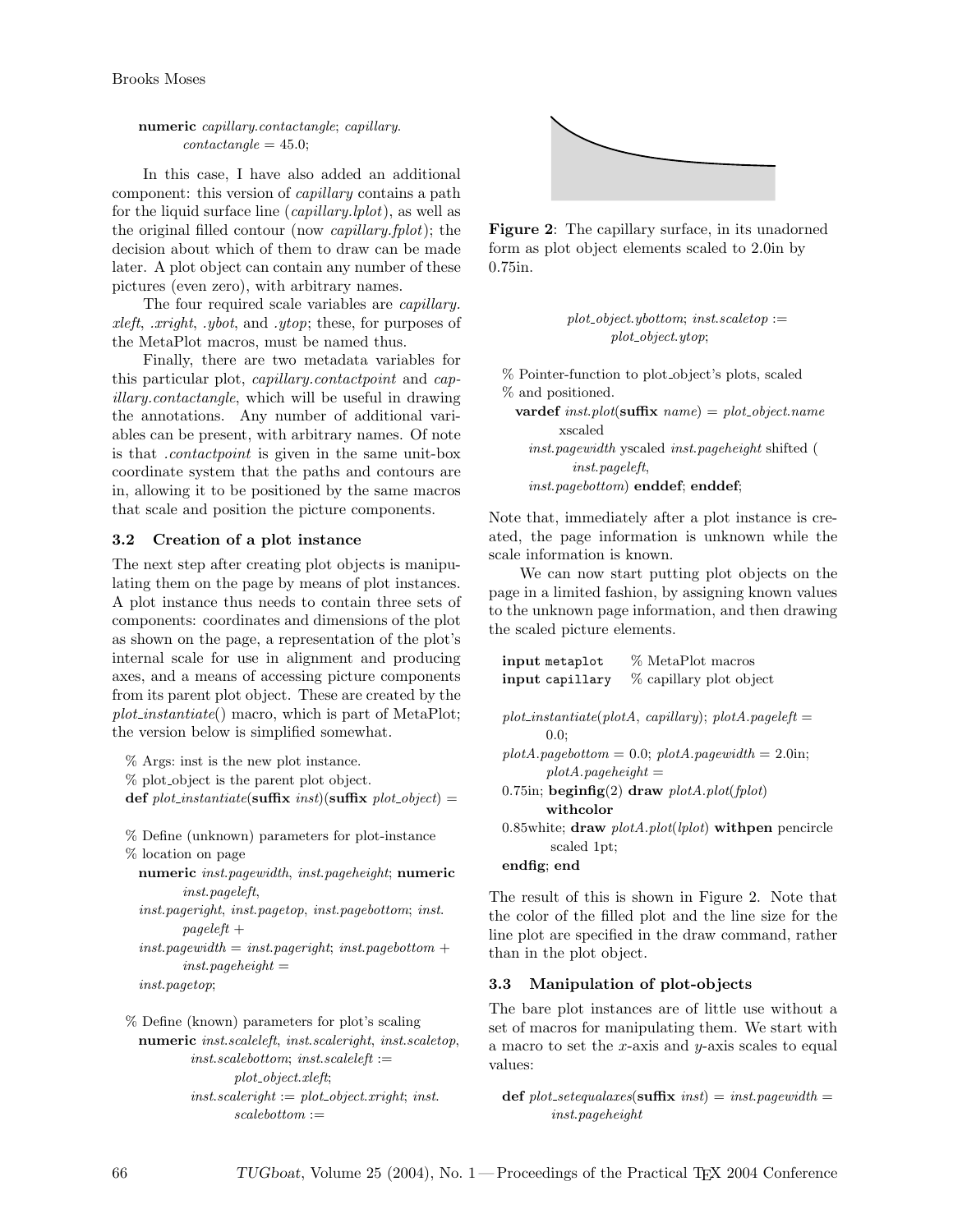```
numeric capillary.contactangle; capillary.
    contactangle = 45.0;
```

In this case, I have also added an additional component: this version of *capillary* contains a path for the liquid surface line (*capillary.lplot*), as well as the original filled contour (now *capillary.fplot*); the decision about which of them to draw can be made later. A plot object can contain any number of these pictures (even zero), with arbitrary names.

The four required scale variables are *capillary.xleft*, *.xright*, *.ybot*, and *.ytop*; these, for purposes of the MetaPlot macros, must be named thus.

Finally, there are two metadata variables for this particular plot, *capillary.contactpoint* and *capillary.contactangle*, which will be useful in drawing the annotations. Any number of additional variables can be present, with arbitrary names. Of note is that *.contactpoint* is given in the same unit-box coordinate system that the paths and contours are in, allowing it to be positioned by the same macros that scale and position the picture components.

### 3.2 Creation of a plot instance

The next step after creating plot objects is manipulating them on the page by means of plot instances. A plot instance thus needs to contain three sets of components: coordinates and dimensions of the plot as shown on the page, a representation of the plot's internal scale for use in alignment and producing axes, and a means of accessing picture components from its parent plot object. These are created by the *plot_instantiate*() macro, which is part of MetaPlot; the version below is simplified somewhat.

```
% Args: inst is the new plot instance.
% plot_object is the parent plot object.
def plot_instantiate(suffix inst)(suffix plot_object) =

% Define (unknown) parameters for plot-instance
% location on page
  numeric inst.pagewidth, inst.pageheight; numeric
      inst.pageleft,
  inst.pageright, inst.pagetop, inst.pagebottom; inst.
      pageleft +
  inst.pagewidth = inst.pageright; inst.pagebottom +
      inst.pageheight =
  inst.pagetop;

% Define (known) parameters for plot's scaling
  numeric inst.scaleleft, inst.scaleright, inst.scaletop,
      inst.scalebottom; inst.scaleleft :=
          plot_object.xleft;
      inst.scaleright := plot_object.xright; inst.
          scalebottom :=
```

Figure 2: The capillary surface, in its unadorned form as plot object elements scaled to 2.0in by 0.75in.

```
      plot_object.ybottom; inst.scaletop :=
          plot_object.ytop;

% Pointer-function to plot_object's plots, scaled
% and positioned.
  vardef inst.plot(suffix name) = plot_object.name
      xscaled
    inst.pagewidth yscaled inst.pageheight shifted (
        inst.pageleft,
    inst.pagebottom) enddef; enddef;
```

Note that, immediately after a plot instance is created, the page information is unknown while the scale information is known.

We can now start putting plot objects on the page in a limited fashion, by assigning known values to the unknown page information, and then drawing the scaled picture elements.

```
input metaplot      % MetaPlot macros
input capillary     % capillary plot object

plot_instantiate(plotA, capillary); plotA.pageleft =
    0.0;
plotA.pagebottom = 0.0; plotA.pagewidth = 2.0in;
    plotA.pageheight =
0.75in; beginfig(2) draw plotA.plot(fplot)
    withcolor
0.85white; draw plotA.plot(lplot) withpen pencircle
    scaled 1pt;
endfig; end
```

The result of this is shown in Figure 2. Note that the color of the filled plot and the line size for the line plot are specified in the draw command, rather than in the plot object.

### 3.3 Manipulation of plot-objects

The bare plot instances are of little use without a set of macros for manipulating them. We start with a macro to set the $x$-axis and $y$-axis scales to equal values:

```
def plot_setequalaxes(suffix inst) = inst.pagewidth =
    inst.pageheight
```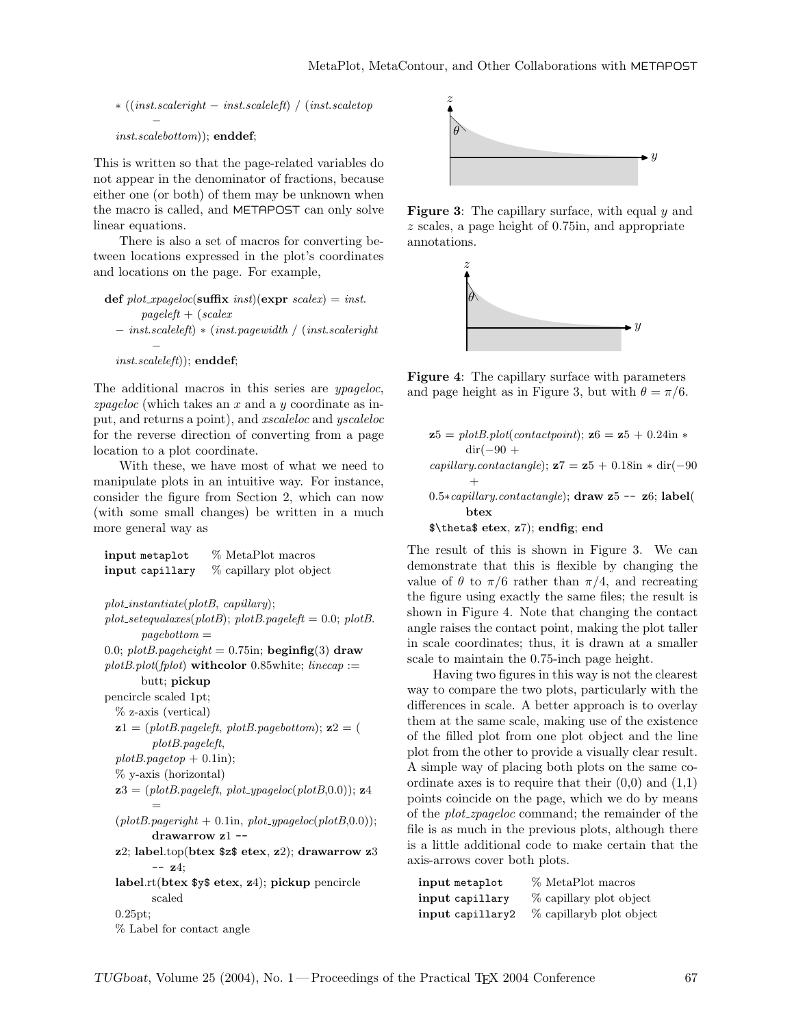```
* ((inst.scaleright − inst.scaleleft) / (inst.scaletop
    −
inst.scalebottom)); enddef;
```

This is written so that the page-related variables do not appear in the denominator of fractions, because either one (or both) of them may be unknown when the macro is called, and METAPOST can only solve linear equations.

There is also a set of macros for converting between locations expressed in the plot's coordinates and locations on the page. For example,

```
def plot_xpageloc(suffix inst)(expr scalex) = inst.
        pageleft + (scalex
    − inst.scaleleft) * (inst.pagewidth / (inst.scaleright
        −
    inst.scaleleft)); enddef;
```

The additional macros in this series are *ypageloc*, *zpageloc* (which takes an $x$ and a $y$ coordinate as input, and returns a point), and *xscaleloc* and *yscaleloc* for the reverse direction of converting from a page location to a plot coordinate.

With these, we have most of what we need to manipulate plots in an intuitive way. For instance, consider the figure from Section 2, which can now (with some small changes) be written in a much more general way as

```
input metaplot     % MetaPlot macros
input capillary    % capillary plot object

plot_instantiate(plotB, capillary);
plot_setequalaxes(plotB); plotB.pageleft = 0.0; plotB.
        pagebottom =
0.0; plotB.pageheight = 0.75in; beginfig(3) draw
plotB.plot(fplot) withcolor 0.85white; linecap :=
        butt; pickup
pencircle scaled 1pt;
  % z-axis (vertical)
  z1 = (plotB.pageleft, plotB.pagebottom); z2 = (
        plotB.pageleft,
  plotB.pagetop + 0.1in);
  % y-axis (horizontal)
  z3 = (plotB.pageleft, plot_ypageloc(plotB,0.0)); z4
        =
  (plotB.pageright + 0.1in, plot_ypageloc(plotB,0.0));
        drawarrow z1 --
  z2; label.top(btex $z$ etex, z2); drawarrow z3
        -- z4;
  label.rt(btex $y$ etex, z4); pickup pencircle
        scaled
  0.25pt;
  % Label for contact angle
```

**Figure 3**: The capillary surface, with equal $y$ and $z$ scales, a page height of 0.75in, and appropriate annotations.

**Figure 4**: The capillary surface with parameters and page height as in Figure 3, but with $\theta = \pi/6$.

```
  z5 = plotB.plot(contactpoint); z6 = z5 + 0.24in *
        dir(−90 +
  capillary.contactangle); z7 = z5 + 0.18in * dir(−90
        +
  0.5*capillary.contactangle); draw z5 -- z6; label(
        btex
  $\theta$ etex, z7); endfig; end
```

The result of this is shown in Figure 3. We can demonstrate that this is flexible by changing the value of $\theta$ to $\pi/6$ rather than $\pi/4$, and recreating the figure using exactly the same files; the result is shown in Figure 4. Note that changing the contact angle raises the contact point, making the plot taller in scale coordinates; thus, it is drawn at a smaller scale to maintain the 0.75-inch page height.

Having two figures in this way is not the clearest way to compare the two plots, particularly with the differences in scale. A better approach is to overlay them at the same scale, making use of the existence of the filled plot from one plot object and the line plot from the other to provide a visually clear result. A simple way of placing both plots on the same coordinate axes is to require that their (0,0) and (1,1) points coincide on the page, which we do by means of the *plot_zpageloc* command; the remainder of the file is as much in the previous plots, although there is a little additional code to make certain that the axis-arrows cover both plots.

```
input metaplot      % MetaPlot macros
input capillary     % capillary plot object
input capillary2    % capillaryb plot object
```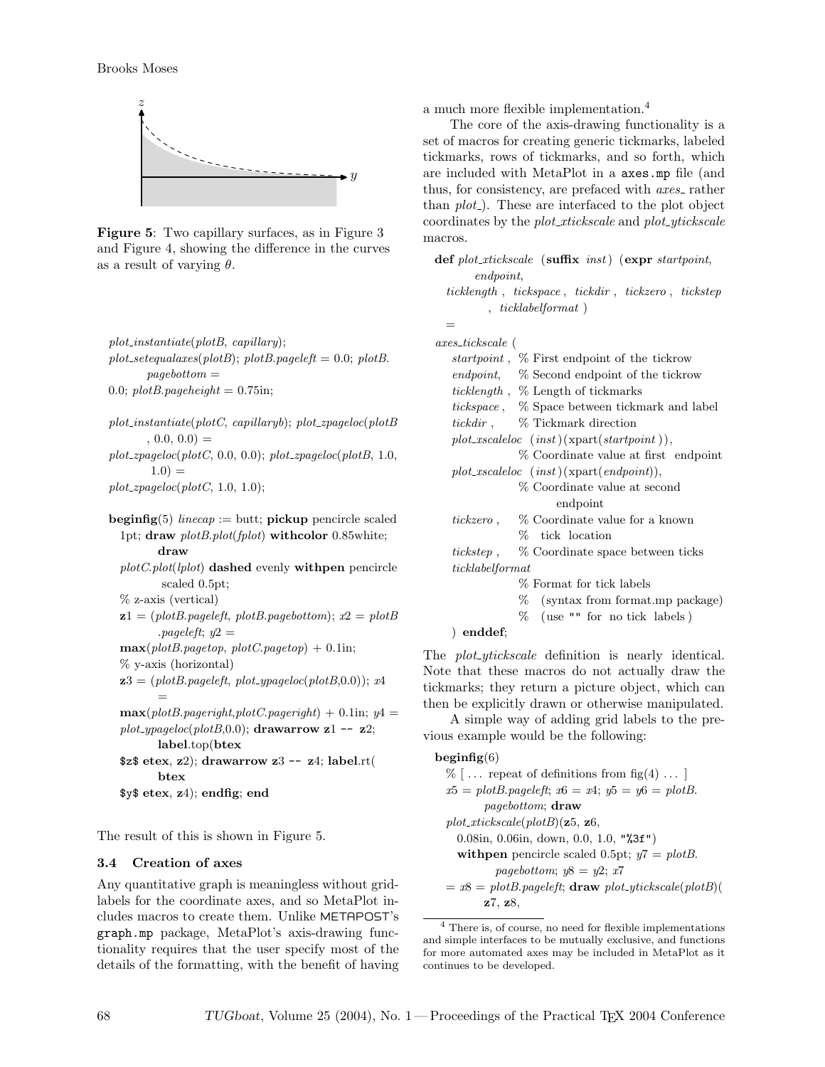Figure 5: Two capillary surfaces, as in Figure 3 and Figure 4, showing the difference in the curves as a result of varying $\theta$.

```
plot_instantiate(plotB, capillary);
plot_setequalaxes(plotB); plotB.pageleft = 0.0; plotB.
        pagebottom =
0.0; plotB.pageheight = 0.75in;

plot_instantiate(plotC, capillaryb); plot_zpageloc(plotB
        , 0.0, 0.0) =
plot_zpageloc(plotC, 0.0, 0.0); plot_zpageloc(plotB, 1.0,
        1.0) =
plot_zpageloc(plotC, 1.0, 1.0);

beginfig(5) linecap := butt; pickup pencircle scaled
  1pt; draw plotB.plot(fplot) withcolor 0.85white;
        draw
  plotC.plot(lplot) dashed evenly withpen pencircle
         scaled 0.5pt;
  % z-axis (vertical)
  z1 = (plotB.pageleft, plotB.pagebottom); x2 = plotB
        .pageleft; y2 =
  max(plotB.pagetop, plotC.pagetop) + 0.1in;
  % y-axis (horizontal)
  z3 = (plotB.pageleft, plot_ypageloc(plotB,0.0)); x4
        =
  max(plotB.pageright,plotC.pageright) + 0.1in; y4 =
  plot_ypageloc(plotB,0.0); drawarrow z1 -- z2;
        label.top(btex
  $z$ etex, z2); drawarrow z3 -- z4; label.rt(
        btex
  $y$ etex, z4); endfig; end
```

The result of this is shown in Figure 5.

### 3.4 Creation of axes

Any quantitative graph is meaningless without grid-labels for the coordinate axes, and so MetaPlot includes macros to create them. Unlike METAPOST's `graph.mp` package, MetaPlot's axis-drawing functionality requires that the user specify most of the details of the formatting, with the benefit of having a much more flexible implementation.[4]

The core of the axis-drawing functionality is a set of macros for creating generic tickmarks, labeled tickmarks, rows of tickmarks, and so forth, which are included with MetaPlot in a `axes.mp` file (and thus, for consistency, are prefaced with *axes_* rather than *plot_*). These are interfaced to the plot object coordinates by the *plot_xtickscale* and *plot_ytickscale* macros.

```
def plot_xtickscale (suffix inst) (expr startpoint,
        endpoint,
    ticklength , tickspace , tickdir , tickzero , tickstep
          , ticklabelformat )
    =
axes_tickscale (
    startpoint , % First endpoint of the tickrow
    endpoint,    % Second endpoint of the tickrow
    ticklength , % Length of tickmarks
    tickspace ,  % Space between tickmark and label
    tickdir ,    % Tickmark direction
    plot_xscaleloc (inst)(xpart(startpoint )),
                 % Coordinate value at first  endpoint
    plot_xscaleloc (inst)(xpart(endpoint)),
                 % Coordinate value at second
                        endpoint
    tickzero ,   % Coordinate value for a known
                 %   tick  location
    tickstep ,   % Coordinate space between ticks
    ticklabelformat
                 % Format for tick labels
                 %   (syntax from format.mp package)
                 %   (use "" for  no tick  labels )
  ) enddef;
```

The *plot_ytickscale* definition is nearly identical. Note that these macros do not actually draw the tickmarks; they return a picture object, which can then be explicitly drawn or otherwise manipulated.

A simple way of adding grid labels to the previous example would be the following:

```
beginfig(6)
  % [ ... repeat of definitions from fig(4) ... ]
  x5 = plotB.pageleft; x6 = x4; y5 = y6 = plotB.
        pagebottom; draw
  plot_xtickscale(plotB)(z5, z6,
    0.08in, 0.06in, down, 0.0, 1.0, "%3f")
    withpen pencircle scaled 0.5pt; y7 = plotB.
          pagebottom; y8 = y2; x7
    = x8 = plotB.pageleft; draw plot_ytickscale(plotB)(
        z7, z8,
```

[4] There is, of course, no need for flexible implementations and simple interfaces to be mutually exclusive, and functions for more automated axes may be included in MetaPlot as it continues to be developed.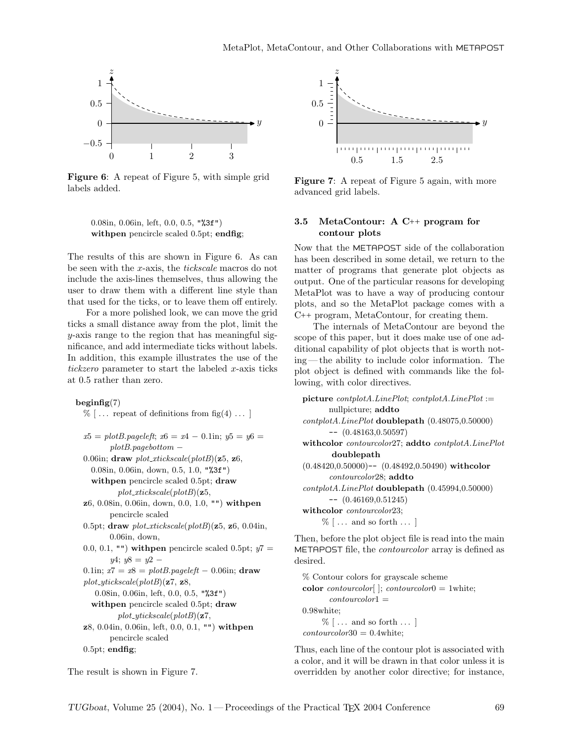**Figure 6**: A repeat of Figure 5, with simple grid labels added.

```
0.08in, 0.06in, left, 0.0, 0.5, "%3f")
withpen pencircle scaled 0.5pt; endfig;
```

The results of this are shown in Figure 6. As can be seen with the *x*-axis, the *tickscale* macros do not include the axis-lines themselves, thus allowing the user to draw them with a different line style than that used for the ticks, or to leave them off entirely.

For a more polished look, we can move the grid ticks a small distance away from the plot, limit the *y*-axis range to the region that has meaningful significance, and add intermediate ticks without labels. In addition, this example illustrates the use of the *tickzero* parameter to start the labeled *x*-axis ticks at 0.5 rather than zero.

```
beginfig(7)
  % [ ... repeat of definitions from fig(4) ... ]

  x5 = plotB.pageleft; x6 = x4 − 0.1in; y5 = y6 =
        plotB.pagebottom −
  0.06in; draw plot_xtickscale(plotB)(z5, z6,
    0.08in, 0.06in, down, 0.5, 1.0, "%3f")
    withpen pencircle scaled 0.5pt; draw
          plot_xtickscale(plotB)(z5,
  z6, 0.08in, 0.06in, down, 0.0, 1.0, "") withpen
        pencircle scaled
  0.5pt; draw plot_xtickscale(plotB)(z5, z6, 0.04in,
        0.06in, down,
  0.0, 0.1, "") withpen pencircle scaled 0.5pt; y7 =
        y4; y8 = y2 −
  0.1in; x7 = x8 = plotB.pageleft − 0.06in; draw
  plot_ytickscale(plotB)(z7, z8,
     0.08in, 0.06in, left, 0.0, 0.5, "%3f")
    withpen pencircle scaled 0.5pt; draw
          plot_ytickscale(plotB)(z7,
  z8, 0.04in, 0.06in, left, 0.0, 0.1, "") withpen
        pencircle scaled
  0.5pt; endfig;
```

The result is shown in Figure 7.

**Figure 7**: A repeat of Figure 5 again, with more advanced grid labels.

### 3.5 MetaContour: A C++ program for contour plots

Now that the METAPOST side of the collaboration has been described in some detail, we return to the matter of programs that generate plot objects as output. One of the particular reasons for developing MetaPlot was to have a way of producing contour plots, and so the MetaPlot package comes with a C++ program, MetaContour, for creating them.

The internals of MetaContour are beyond the scope of this paper, but it does make use of one additional capability of plot objects that is worth noting — the ability to include color information. The plot object is defined with commands like the following, with color directives.

```
picture contplotA.LinePlot; contplotA.LinePlot :=
        nullpicture; addto
  contplotA.LinePlot doublepath (0.48075,0.50000)
        -- (0.48163,0.50597)
  withcolor contourcolor27; addto contplotA.LinePlot
         doublepath
  (0.48420,0.50000)-- (0.48492,0.50490) withcolor
        contourcolor28; addto
  contplotA.LinePlot doublepath (0.45994,0.50000)
        -- (0.46169,0.51245)
  withcolor contourcolor23;
      % [ ... and so forth ... ]
```

Then, before the plot object file is read into the main METAPOST file, the *contourcolor* array is defined as desired.

```
% Contour colors for grayscale scheme
color contourcolor[ ]; contourcolor0 = 1white;
        contourcolor1 =
0.98white;
      % [ ... and so forth ... ]
  contourcolor30 = 0.4white;
```

Thus, each line of the contour plot is associated with a color, and it will be drawn in that color unless it is overridden by another color directive; for instance,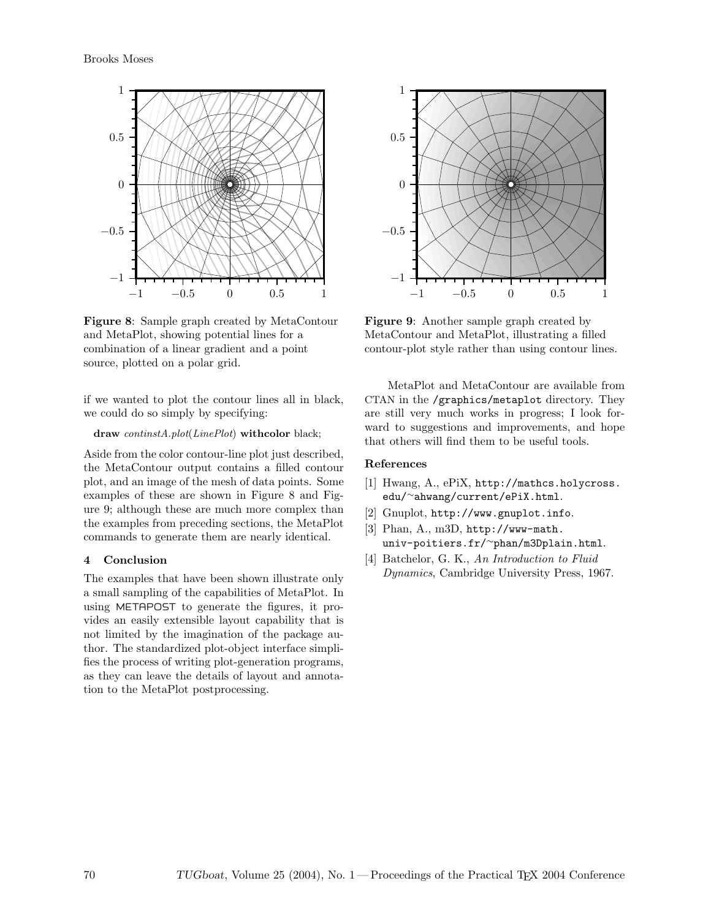1

0.5

0

−0.5

−1

−1 −0.5 0 0.5 1

**Figure 8**: Sample graph created by MetaContour and MetaPlot, showing potential lines for a combination of a linear gradient and a point source, plotted on a polar grid.

1

0.5

0

−0.5

−1

−1 −0.5 0 0.5 1

**Figure 9**: Another sample graph created by MetaContour and MetaPlot, illustrating a filled contour-plot style rather than using contour lines.

if we wanted to plot the contour lines all in black, we could do so simply by specifying:

**draw** *continstA.plot*(*LinePlot*) **withcolor** black;

Aside from the color contour-line plot just described, the MetaContour output contains a filled contour plot, and an image of the mesh of data points. Some examples of these are shown in Figure 8 and Figure 9; although these are much more complex than the examples from preceding sections, the MetaPlot commands to generate them are nearly identical.

## 4 Conclusion

The examples that have been shown illustrate only a small sampling of the capabilities of MetaPlot. In using METAPOST to generate the figures, it provides an easily extensible layout capability that is not limited by the imagination of the package author. The standardized plot-object interface simplifies the process of writing plot-generation programs, as they can leave the details of layout and annotation to the MetaPlot postprocessing.

MetaPlot and MetaContour are available from CTAN in the `/graphics/metaplot` directory. They are still very much works in progress; I look forward to suggestions and improvements, and hope that others will find them to be useful tools.

### References

[1] Hwang, A., ePiX, `http://mathcs.holycross.edu/~ahwang/current/ePiX.html`.

[2] Gnuplot, `http://www.gnuplot.info`.

[3] Phan, A., m3D, `http://www-math.univ-poitiers.fr/~phan/m3Dplain.html`.

[4] Batchelor, G. K., *An Introduction to Fluid Dynamics*, Cambridge University Press, 1967.